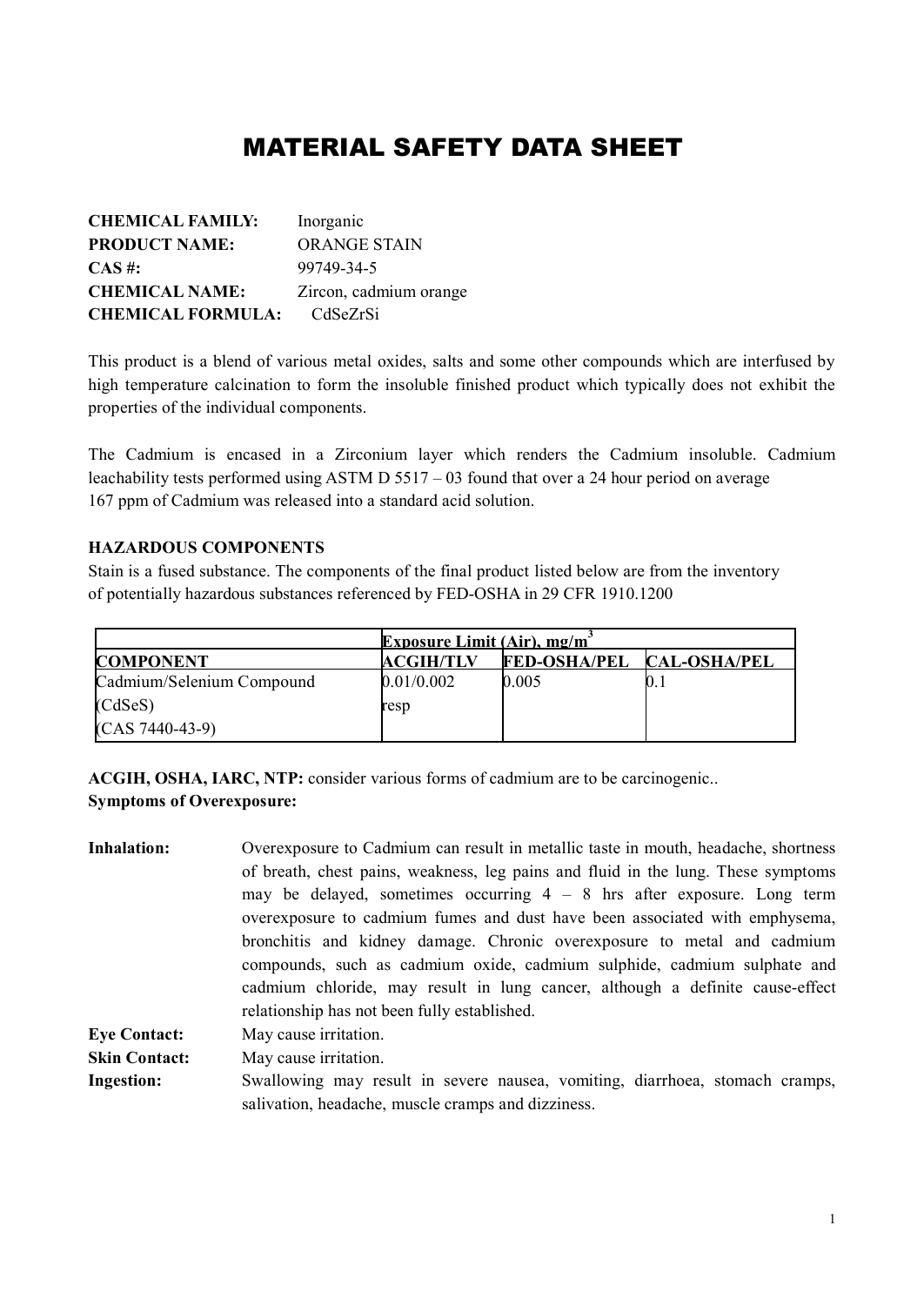# MATERIAL SAFETY DATA SHEET

**CHEMICAL FAMILY:** Inorganic
**PRODUCT NAME:** ORANGE STAIN
**CAS #:** 99749-34-5
**CHEMICAL NAME:** Zircon, cadmium orange
**CHEMICAL FORMULA:** CdSeZrSi

This product is a blend of various metal oxides, salts and some other compounds which are interfused by high temperature calcination to form the insoluble finished product which typically does not exhibit the properties of the individual components.

The Cadmium is encased in a Zirconium layer which renders the Cadmium insoluble. Cadmium leachability tests performed using ASTM D 5517 – 03 found that over a 24 hour period on average 167 ppm of Cadmium was released into a standard acid solution.

### HAZARDOUS COMPONENTS

Stain is a fused substance. The components of the final product listed below are from the inventory of potentially hazardous substances referenced by FED-OSHA in 29 CFR 1910.1200

| | Exposure Limit (Air), $mg/m^3$ | | |
|---|---|---|---|
| **COMPONENT** | **ACGIH/TLV** | **FED-OSHA/PEL** | **CAL-OSHA/PEL** |
| Cadmium/Selenium Compound (CdSeS) (CAS 7440-43-9) | 0.01/0.002 resp | 0.005 | 0.1 |

**ACGIH, OSHA, IARC, NTP:** consider various forms of cadmium are to be carcinogenic..

**Symptoms of Overexposure:**

**Inhalation:** Overexposure to Cadmium can result in metallic taste in mouth, headache, shortness of breath, chest pains, weakness, leg pains and fluid in the lung. These symptoms may be delayed, sometimes occurring 4 – 8 hrs after exposure. Long term overexposure to cadmium fumes and dust have been associated with emphysema, bronchitis and kidney damage. Chronic overexposure to metal and cadmium compounds, such as cadmium oxide, cadmium sulphide, cadmium sulphate and cadmium chloride, may result in lung cancer, although a definite cause-effect relationship has not been fully established.

**Eye Contact:** May cause irritation.

**Skin Contact:** May cause irritation.

**Ingestion:** Swallowing may result in severe nausea, vomiting, diarrhoea, stomach cramps, salivation, headache, muscle cramps and dizziness.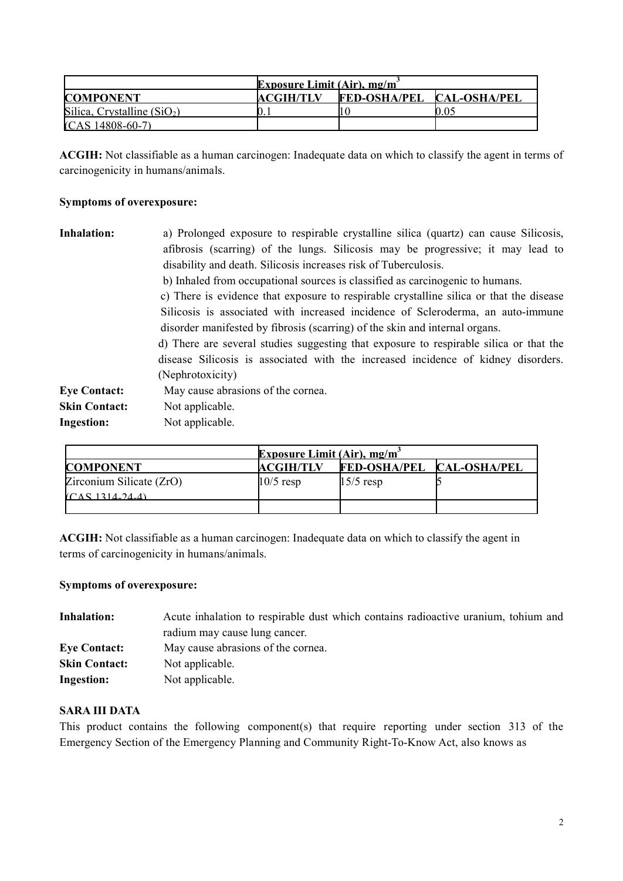| | Exposure Limit (Air), mg/m$^3$ | | |
|---|---|---|---|
| **COMPONENT** | **ACGIH/TLV** | **FED-OSHA/PEL** | **CAL-OSHA/PEL** |
| Silica, Crystalline ($SiO_2$) | 0.1 | 10 | 0.05 |
| (CAS 14808-60-7) | | | |

**ACGIH:** Not classifiable as a human carcinogen: Inadequate data on which to classify the agent in terms of carcinogenicity in humans/animals.

**Symptoms of overexposure:**

**Inhalation:** a) Prolonged exposure to respirable crystalline silica (quartz) can cause Silicosis, afibrosis (scarring) of the lungs. Silicosis may be progressive; it may lead to disability and death. Silicosis increases risk of Tuberculosis.
b) Inhaled from occupational sources is classified as carcinogenic to humans.
c) There is evidence that exposure to respirable crystalline silica or that the disease Silicosis is associated with increased incidence of Scleroderma, an auto-immune disorder manifested by fibrosis (scarring) of the skin and internal organs.
d) There are several studies suggesting that exposure to respirable silica or that the disease Silicosis is associated with the increased incidence of kidney disorders. (Nephrotoxicity)

**Eye Contact:** May cause abrasions of the cornea.

**Skin Contact:** Not applicable.

**Ingestion:** Not applicable.

| | Exposure Limit (Air), mg/m$^3$ | | |
|---|---|---|---|
| **COMPONENT** | **ACGIH/TLV** | **FED-OSHA/PEL** | **CAL-OSHA/PEL** |
| Zirconium Silicate (ZrO) | 10/5 resp | 15/5 resp | 5 |
| (CAS 1314-24-4) | | | |

**ACGIH:** Not classifiable as a human carcinogen: Inadequate data on which to classify the agent in terms of carcinogenicity in humans/animals.

**Symptoms of overexposure:**

**Inhalation:** Acute inhalation to respirable dust which contains radioactive uranium, tohium and radium may cause lung cancer.

**Eye Contact:** May cause abrasions of the cornea.

**Skin Contact:** Not applicable.

**Ingestion:** Not applicable.

**SARA III DATA**

This product contains the following component(s) that require reporting under section 313 of the Emergency Section of the Emergency Planning and Community Right-To-Know Act, also knows as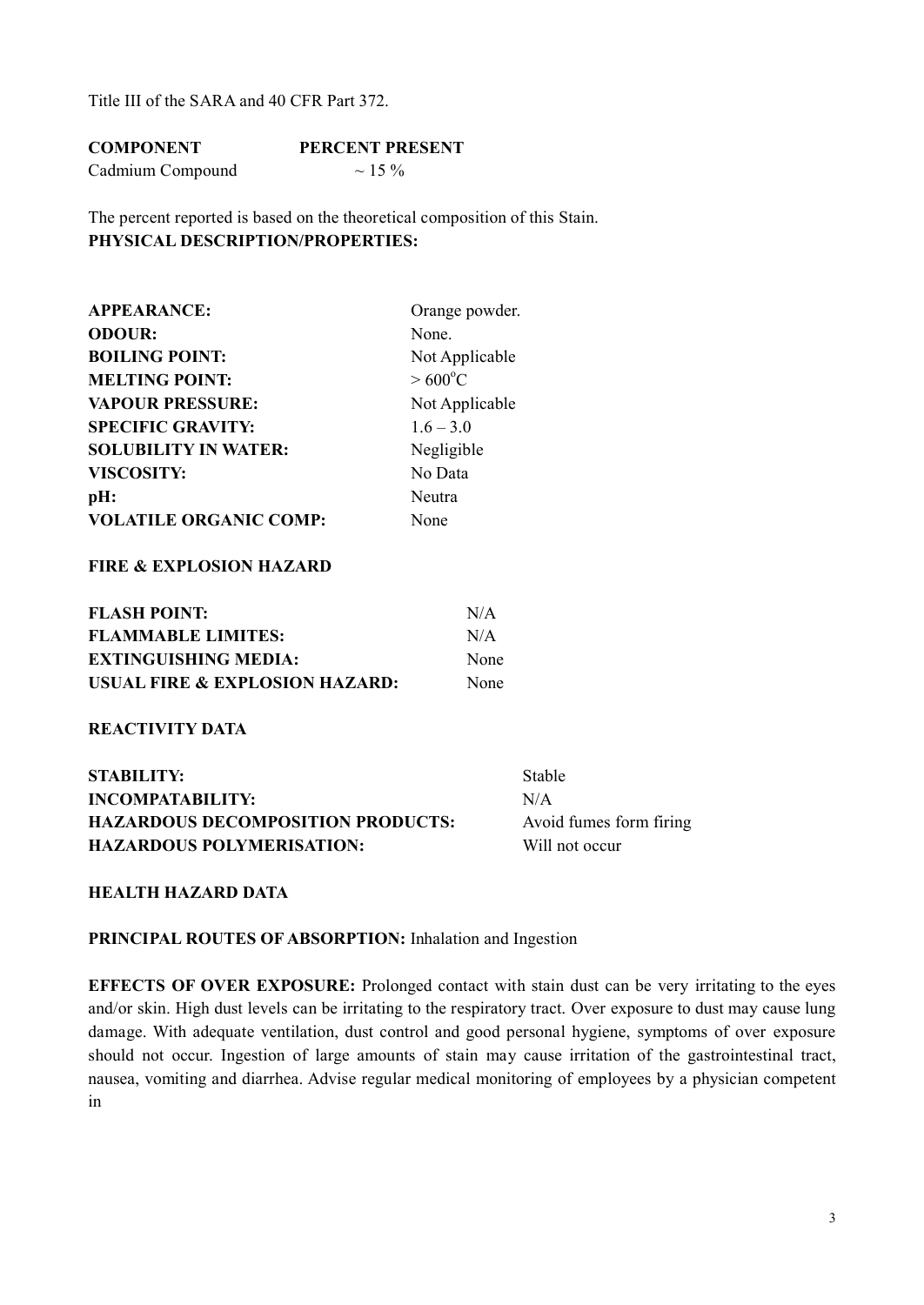Title III of the SARA and 40 CFR Part 372.

| **COMPONENT** | **PERCENT PRESENT** |
|---|---|
| Cadmium Compound | ~ 15 % |

The percent reported is based on the theoretical composition of this Stain.

**PHYSICAL DESCRIPTION/PROPERTIES:**

| | |
|---|---|
| **APPEARANCE:** | Orange powder. |
| **ODOUR:** | None. |
| **BOILING POINT:** | Not Applicable |
| **MELTING POINT:** | > 600°C |
| **VAPOUR PRESSURE:** | Not Applicable |
| **SPECIFIC GRAVITY:** | 1.6 – 3.0 |
| **SOLUBILITY IN WATER:** | Negligible |
| **VISCOSITY:** | No Data |
| **pH:** | Neutra |
| **VOLATILE ORGANIC COMP:** | None |

**FIRE & EXPLOSION HAZARD**

| | |
|---|---|
| **FLASH POINT:** | N/A |
| **FLAMMABLE LIMITES:** | N/A |
| **EXTINGUISHING MEDIA:** | None |
| **USUAL FIRE & EXPLOSION HAZARD:** | None |

**REACTIVITY DATA**

| | |
|---|---|
| **STABILITY:** | Stable |
| **INCOMPATABILITY:** | N/A |
| **HAZARDOUS DECOMPOSITION PRODUCTS:** | Avoid fumes form firing |
| **HAZARDOUS POLYMERISATION:** | Will not occur |

**HEALTH HAZARD DATA**

**PRINCIPAL ROUTES OF ABSORPTION:** Inhalation and Ingestion

**EFFECTS OF OVER EXPOSURE:** Prolonged contact with stain dust can be very irritating to the eyes and/or skin. High dust levels can be irritating to the respiratory tract. Over exposure to dust may cause lung damage. With adequate ventilation, dust control and good personal hygiene, symptoms of over exposure should not occur. Ingestion of large amounts of stain may cause irritation of the gastrointestinal tract, nausea, vomiting and diarrhea. Advise regular medical monitoring of employees by a physician competent in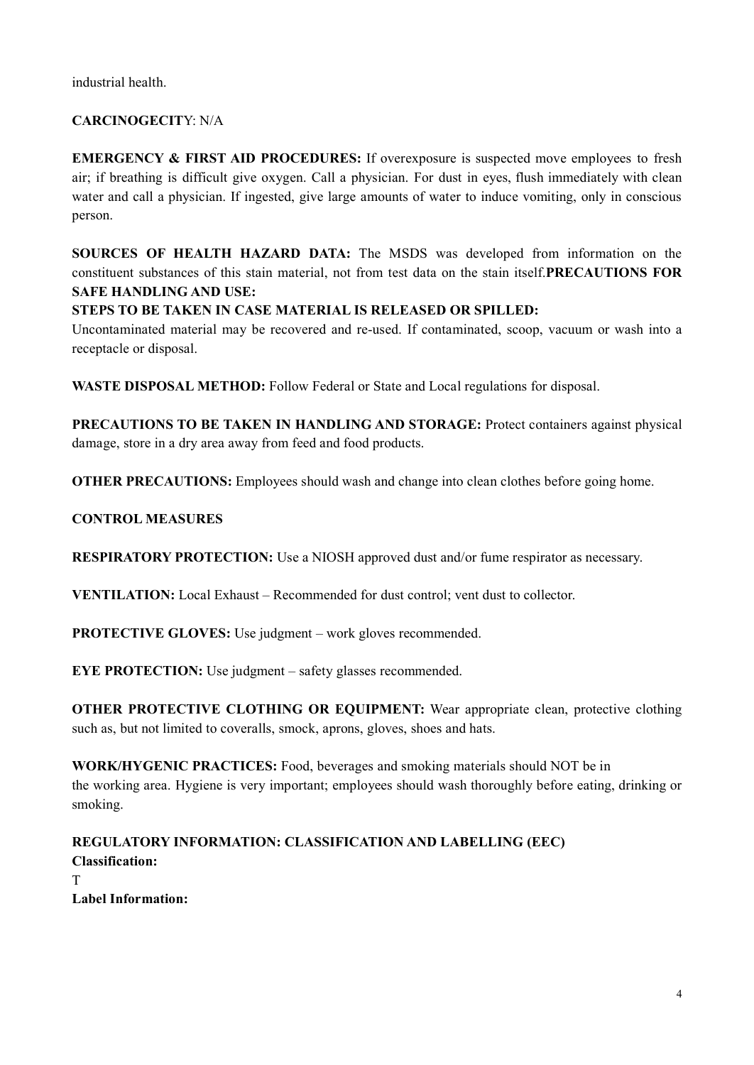industrial health.

**CARCINOGECITY**: N/A

**EMERGENCY & FIRST AID PROCEDURES:** If overexposure is suspected move employees to fresh air; if breathing is difficult give oxygen. Call a physician. For dust in eyes, flush immediately with clean water and call a physician. If ingested, give large amounts of water to induce vomiting, only in conscious person.

**SOURCES OF HEALTH HAZARD DATA:** The MSDS was developed from information on the constituent substances of this stain material, not from test data on the stain itself.**PRECAUTIONS FOR SAFE HANDLING AND USE:**

**STEPS TO BE TAKEN IN CASE MATERIAL IS RELEASED OR SPILLED:**
Uncontaminated material may be recovered and re-used. If contaminated, scoop, vacuum or wash into a receptacle or disposal.

**WASTE DISPOSAL METHOD:** Follow Federal or State and Local regulations for disposal.

**PRECAUTIONS TO BE TAKEN IN HANDLING AND STORAGE:** Protect containers against physical damage, store in a dry area away from feed and food products.

**OTHER PRECAUTIONS:** Employees should wash and change into clean clothes before going home.

**CONTROL MEASURES**

**RESPIRATORY PROTECTION:** Use a NIOSH approved dust and/or fume respirator as necessary.

**VENTILATION:** Local Exhaust – Recommended for dust control; vent dust to collector.

**PROTECTIVE GLOVES:** Use judgment – work gloves recommended.

**EYE PROTECTION:** Use judgment – safety glasses recommended.

**OTHER PROTECTIVE CLOTHING OR EQUIPMENT:** Wear appropriate clean, protective clothing such as, but not limited to coveralls, smock, aprons, gloves, shoes and hats.

**WORK/HYGENIC PRACTICES:** Food, beverages and smoking materials should NOT be in the working area. Hygiene is very important; employees should wash thoroughly before eating, drinking or smoking.

**REGULATORY INFORMATION: CLASSIFICATION AND LABELLING (EEC)**
**Classification:**
T
**Label Information:**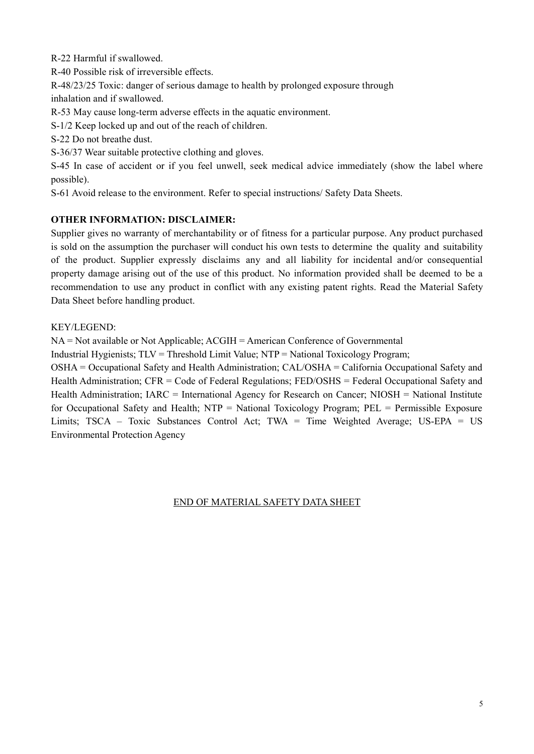R-22 Harmful if swallowed.

R-40 Possible risk of irreversible effects.

R-48/23/25 Toxic: danger of serious damage to health by prolonged exposure through inhalation and if swallowed.

R-53 May cause long-term adverse effects in the aquatic environment.

S-1/2 Keep locked up and out of the reach of children.

S-22 Do not breathe dust.

S-36/37 Wear suitable protective clothing and gloves.

S-45 In case of accident or if you feel unwell, seek medical advice immediately (show the label where possible).

S-61 Avoid release to the environment. Refer to special instructions/ Safety Data Sheets.

**OTHER INFORMATION: DISCLAIMER:**

Supplier gives no warranty of merchantability or of fitness for a particular purpose. Any product purchased is sold on the assumption the purchaser will conduct his own tests to determine the quality and suitability of the product. Supplier expressly disclaims any and all liability for incidental and/or consequential property damage arising out of the use of this product. No information provided shall be deemed to be a recommendation to use any product in conflict with any existing patent rights. Read the Material Safety Data Sheet before handling product.

KEY/LEGEND:

NA = Not available or Not Applicable; ACGIH = American Conference of Governmental Industrial Hygienists; TLV = Threshold Limit Value; NTP = National Toxicology Program; OSHA = Occupational Safety and Health Administration; CAL/OSHA = California Occupational Safety and Health Administration; CFR = Code of Federal Regulations; FED/OSHS = Federal Occupational Safety and Health Administration; IARC = International Agency for Research on Cancer; NIOSH = National Institute for Occupational Safety and Health; NTP = National Toxicology Program; PEL = Permissible Exposure Limits; TSCA – Toxic Substances Control Act; TWA = Time Weighted Average; US-EPA = US Environmental Protection Agency

END OF MATERIAL SAFETY DATA SHEET